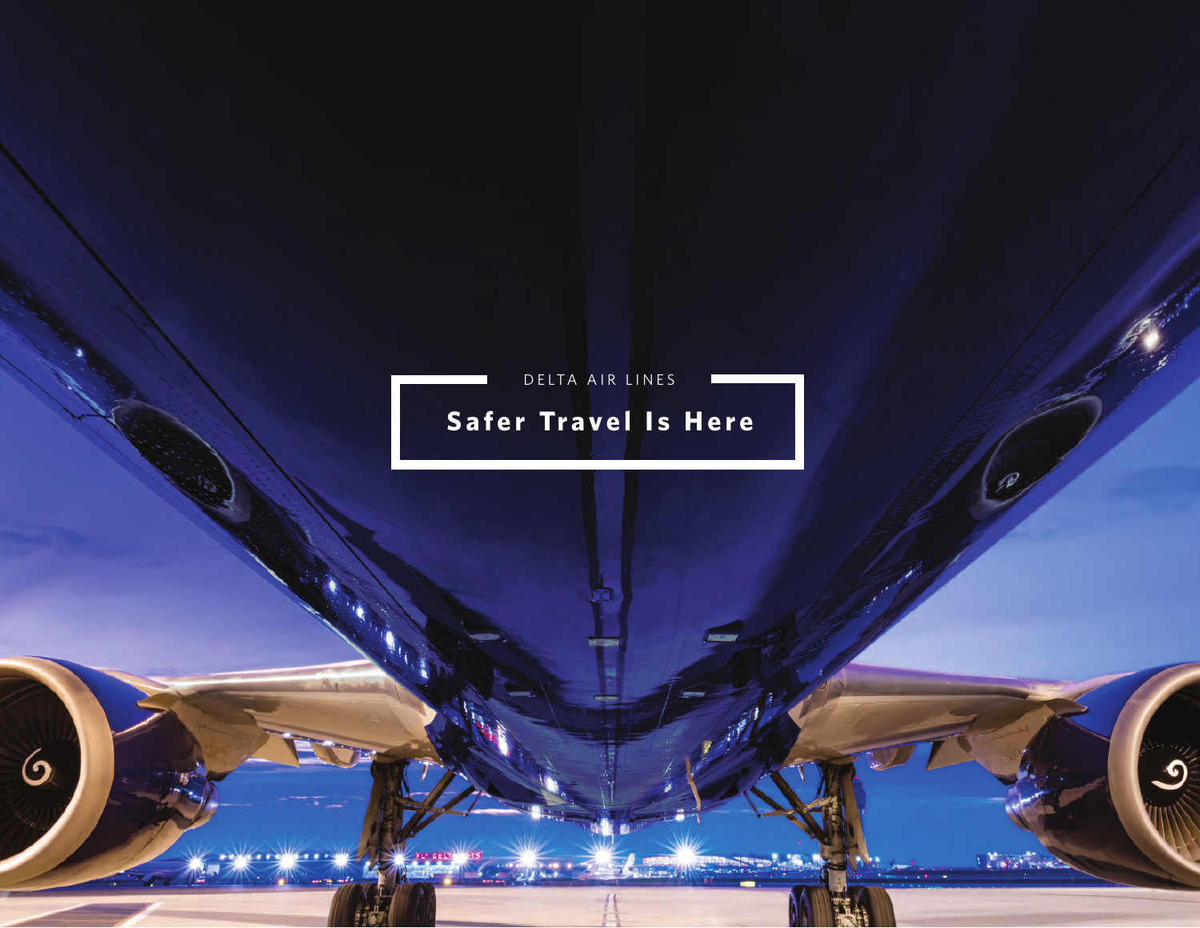DELTA AIR LINES

# Safer Travel Is Here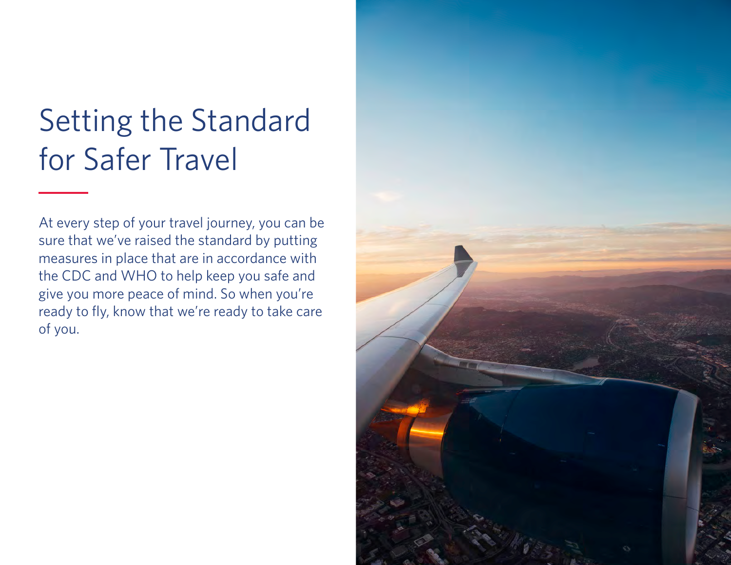# Setting the Standard for Safer Travel

At every step of your travel journey, you can be sure that we've raised the standard by putting measures in place that are in accordance with the CDC and WHO to help keep you safe and give you more peace of mind. So when you're ready to fly, know that we're ready to take care of you.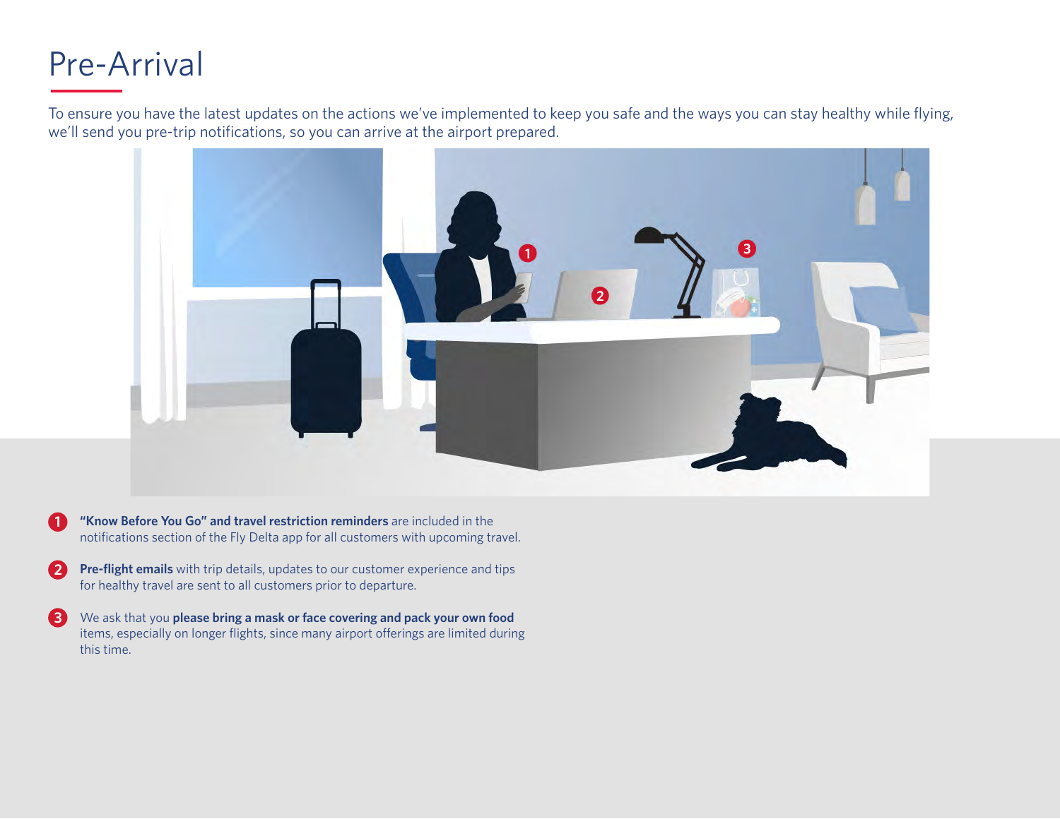# Pre-Arrival

To ensure you have the latest updates on the actions we've implemented to keep you safe and the ways you can stay healthy while flying, we'll send you pre-trip notifications, so you can arrive at the airport prepared.

1. **"Know Before You Go" and travel restriction reminders** are included in the notifications section of the Fly Delta app for all customers with upcoming travel.

2. **Pre-flight emails** with trip details, updates to our customer experience and tips for healthy travel are sent to all customers prior to departure.

3. We ask that you **please bring a mask or face covering and pack your own food** items, especially on longer flights, since many airport offerings are limited during this time.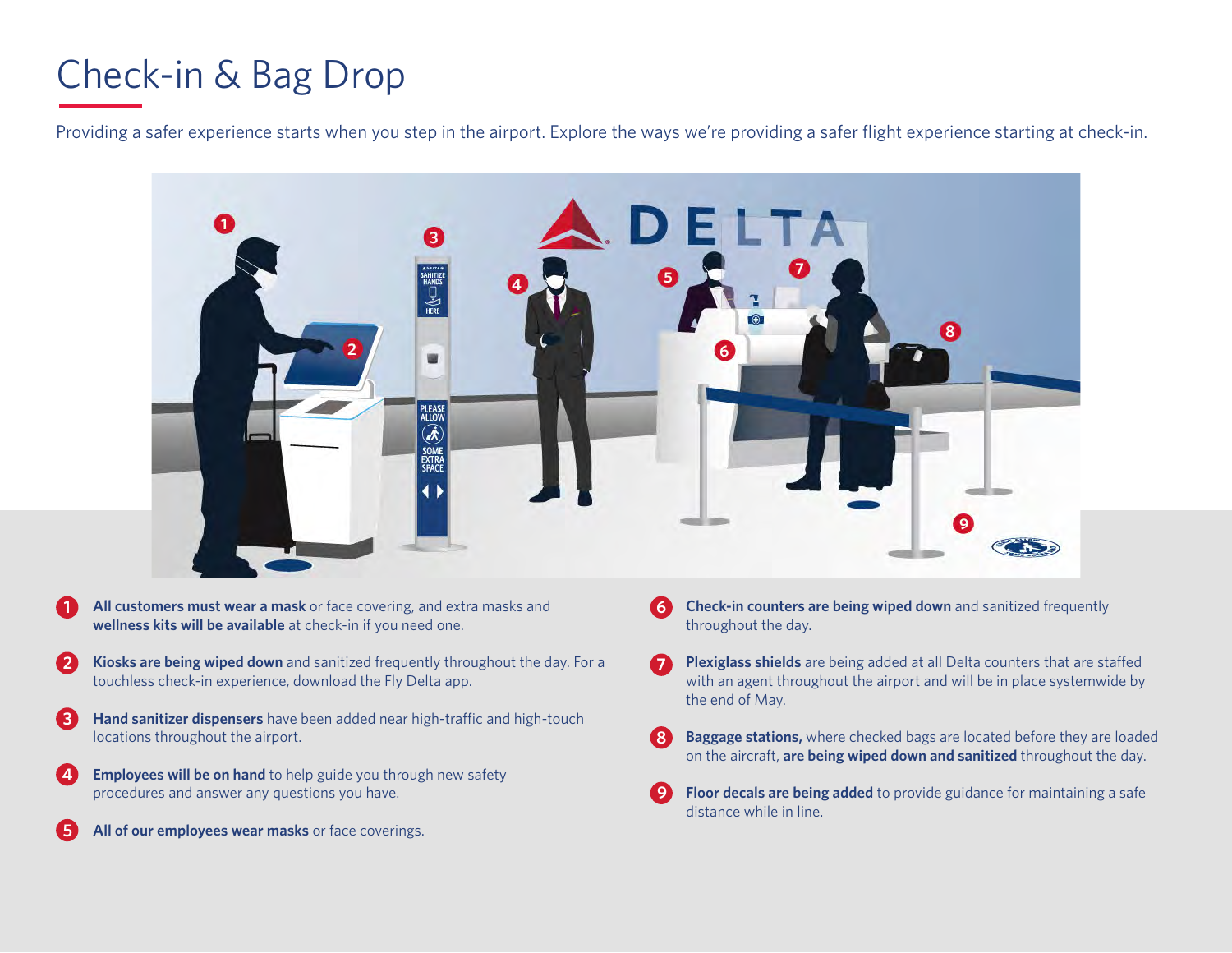# Check-in & Bag Drop

Providing a safer experience starts when you step in the airport. Explore the ways we're providing a safer flight experience starting at check-in.

1. **All customers must wear a mask** or face covering, and extra masks and **wellness kits will be available** at check-in if you need one.
2. **Kiosks are being wiped down** and sanitized frequently throughout the day. For a touchless check-in experience, download the Fly Delta app.
3. **Hand sanitizer dispensers** have been added near high-traffic and high-touch locations throughout the airport.
4. **Employees will be on hand** to help guide you through new safety procedures and answer any questions you have.
5. **All of our employees wear masks** or face coverings.
6. **Check-in counters are being wiped down** and sanitized frequently throughout the day.
7. **Plexiglass shields** are being added at all Delta counters that are staffed with an agent throughout the airport and will be in place systemwide by the end of May.
8. **Baggage stations,** where checked bags are located before they are loaded on the aircraft, **are being wiped down and sanitized** throughout the day.
9. **Floor decals are being added** to provide guidance for maintaining a safe distance while in line.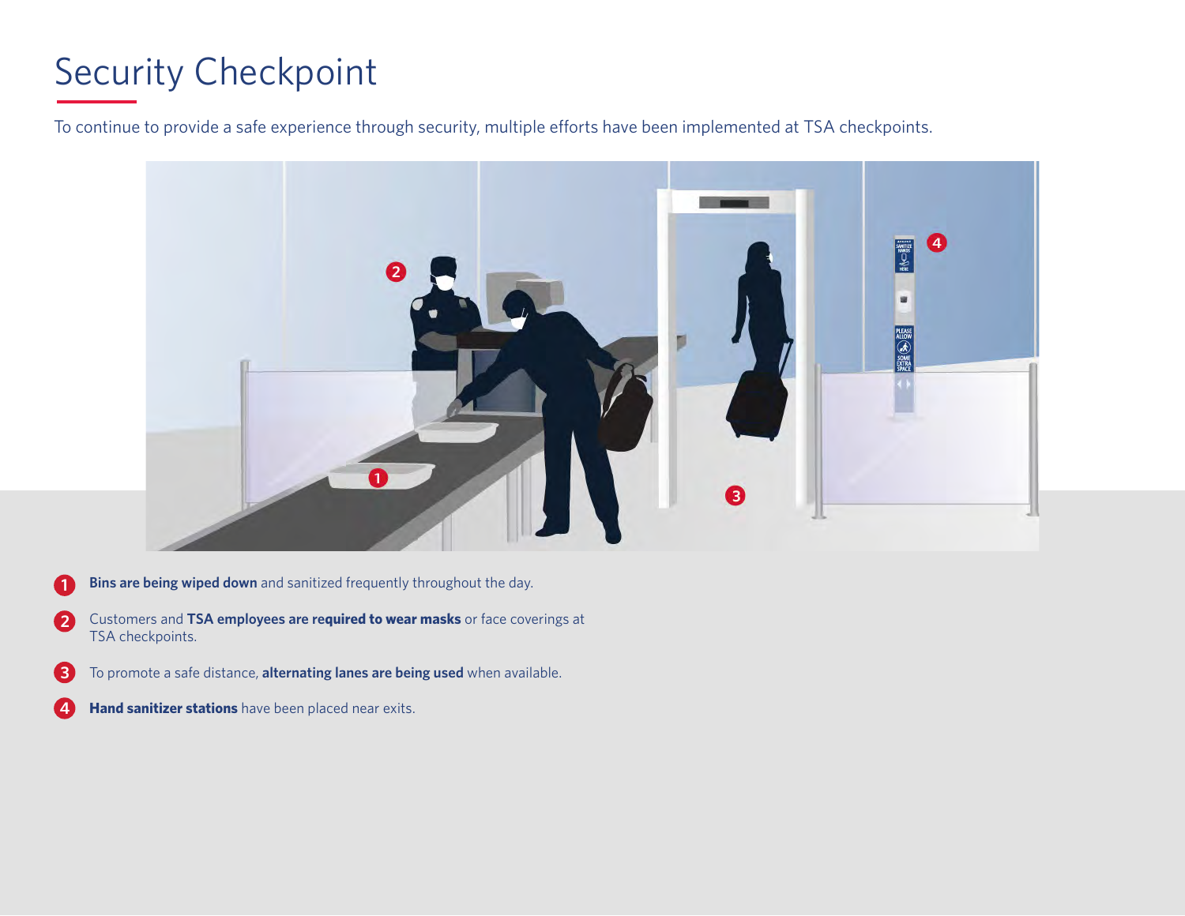# Security Checkpoint

To continue to provide a safe experience through security, multiple efforts have been implemented at TSA checkpoints.

1. **Bins are being wiped down** and sanitized frequently throughout the day.
2. Customers and **TSA employees are required to wear masks** or face coverings at TSA checkpoints.
3. To promote a safe distance, **alternating lanes are being used** when available.
4. **Hand sanitizer stations** have been placed near exits.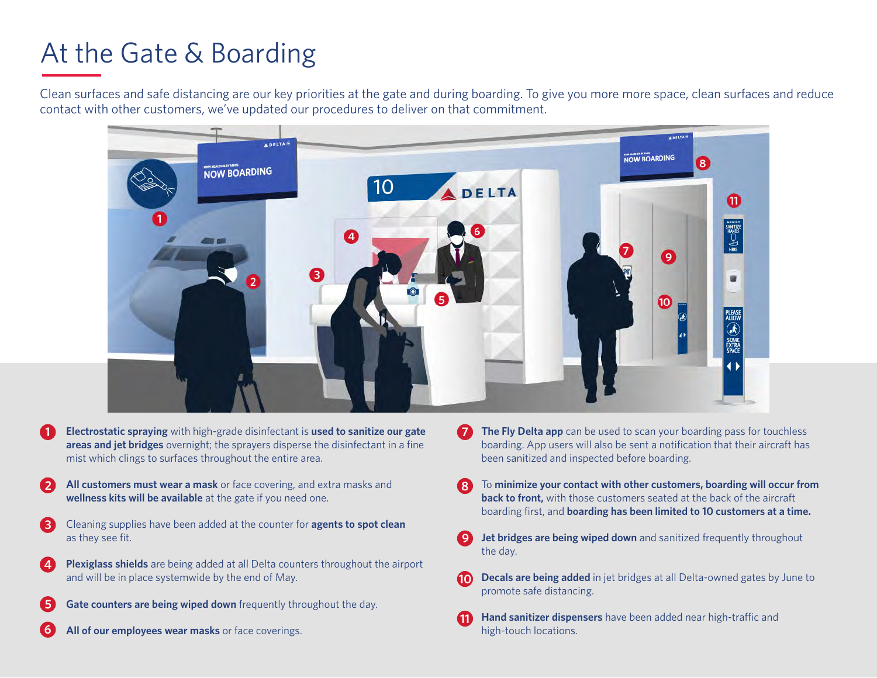# At the Gate & Boarding

Clean surfaces and safe distancing are our key priorities at the gate and during boarding. To give you more more space, clean surfaces and reduce contact with other customers, we've updated our procedures to deliver on that commitment.

1. **Electrostatic spraying** with high-grade disinfectant is **used to sanitize our gate areas and jet bridges** overnight; the sprayers disperse the disinfectant in a fine mist which clings to surfaces throughout the entire area.
2. **All customers must wear a mask** or face covering, and extra masks and **wellness kits will be available** at the gate if you need one.
3. Cleaning supplies have been added at the counter for **agents to spot clean** as they see fit.
4. **Plexiglass shields** are being added at all Delta counters throughout the airport and will be in place systemwide by the end of May.
5. **Gate counters are being wiped down** frequently throughout the day.
6. **All of our employees wear masks** or face coverings.
7. **The Fly Delta app** can be used to scan your boarding pass for touchless boarding. App users will also be sent a notification that their aircraft has been sanitized and inspected before boarding.
8. To **minimize your contact with other customers, boarding will occur from back to front,** with those customers seated at the back of the aircraft boarding first, and **boarding has been limited to 10 customers at a time.**
9. **Jet bridges are being wiped down** and sanitized frequently throughout the day.
10. **Decals are being added** in jet bridges at all Delta-owned gates by June to promote safe distancing.
11. **Hand sanitizer dispensers** have been added near high-traffic and high-touch locations.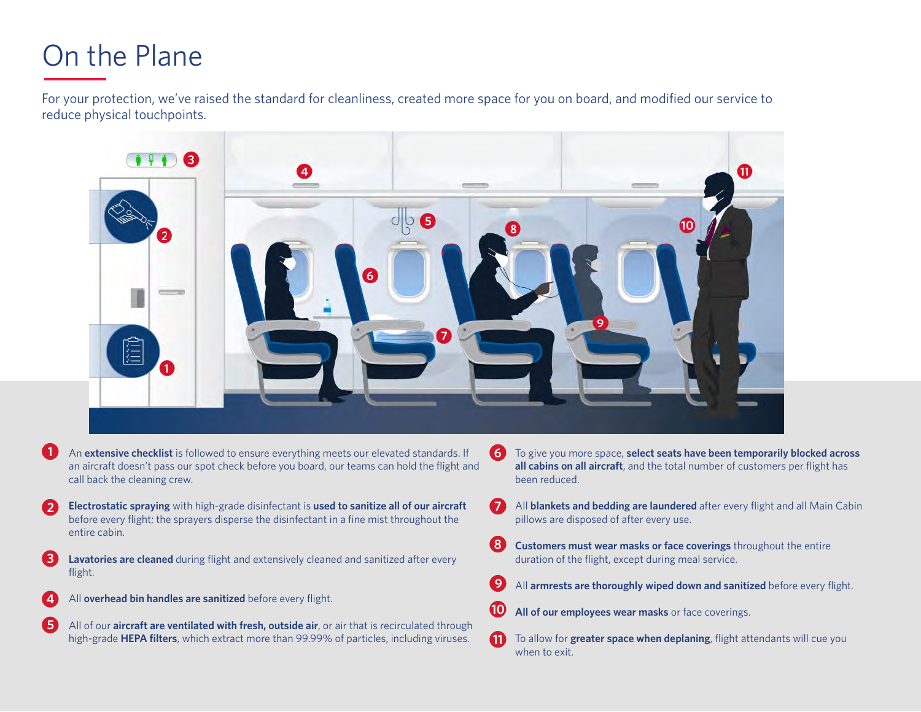# On the Plane

For your protection, we've raised the standard for cleanliness, created more space for you on board, and modified our service to reduce physical touchpoints.

1. An **extensive checklist** is followed to ensure everything meets our elevated standards. If an aircraft doesn't pass our spot check before you board, our teams can hold the flight and call back the cleaning crew.
2. **Electrostatic spraying** with high-grade disinfectant is **used to sanitize all of our aircraft** before every flight; the sprayers disperse the disinfectant in a fine mist throughout the entire cabin.
3. **Lavatories are cleaned** during flight and extensively cleaned and sanitized after every flight.
4. All **overhead bin handles are sanitized** before every flight.
5. All of our **aircraft are ventilated with fresh, outside air**, or air that is recirculated through high-grade **HEPA filters**, which extract more than 99.99% of particles, including viruses.
6. To give you more space, **select seats have been temporarily blocked across all cabins on all aircraft**, and the total number of customers per flight has been reduced.
7. All **blankets and bedding are laundered** after every flight and all Main Cabin pillows are disposed of after every use.
8. **Customers must wear masks or face coverings** throughout the entire duration of the flight, except during meal service.
9. All **armrests are thoroughly wiped down and sanitized** before every flight.
10. **All of our employees wear masks** or face coverings.
11. To allow for **greater space when deplaning**, flight attendants will cue you when to exit.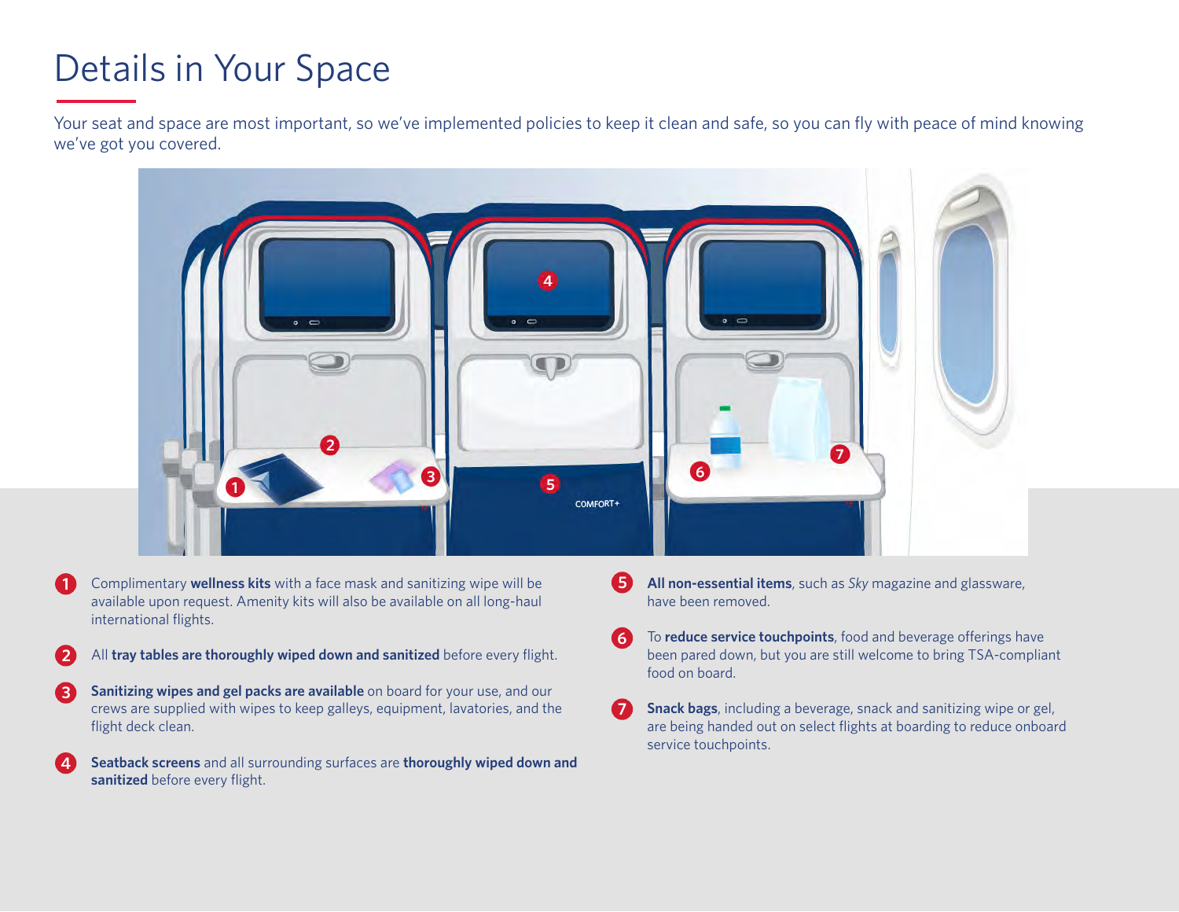# Details in Your Space

Your seat and space are most important, so we've implemented policies to keep it clean and safe, so you can fly with peace of mind knowing we've got you covered.

1. Complimentary **wellness kits** with a face mask and sanitizing wipe will be available upon request. Amenity kits will also be available on all long-haul international flights.
2. All **tray tables are thoroughly wiped down and sanitized** before every flight.
3. **Sanitizing wipes and gel packs are available** on board for your use, and our crews are supplied with wipes to keep galleys, equipment, lavatories, and the flight deck clean.
4. **Seatback screens** and all surrounding surfaces are **thoroughly wiped down and sanitized** before every flight.
5. **All non-essential items**, such as *Sky* magazine and glassware, have been removed.
6. To **reduce service touchpoints**, food and beverage offerings have been pared down, but you are still welcome to bring TSA-compliant food on board.
7. **Snack bags**, including a beverage, snack and sanitizing wipe or gel, are being handed out on select flights at boarding to reduce onboard service touchpoints.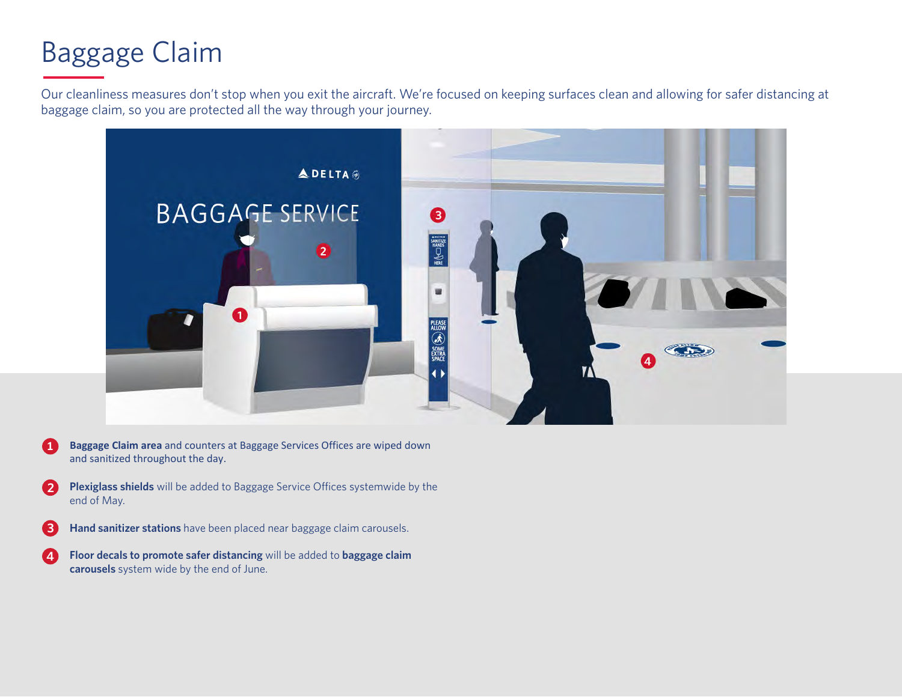# Baggage Claim

Our cleanliness measures don't stop when you exit the aircraft. We're focused on keeping surfaces clean and allowing for safer distancing at baggage claim, so you are protected all the way through your journey.

1. **Baggage Claim area** and counters at Baggage Services Offices are wiped down and sanitized throughout the day.
2. **Plexiglass shields** will be added to Baggage Service Offices systemwide by the end of May.
3. **Hand sanitizer stations** have been placed near baggage claim carousels.
4. **Floor decals to promote safer distancing** will be added to **baggage claim carousels** system wide by the end of June.